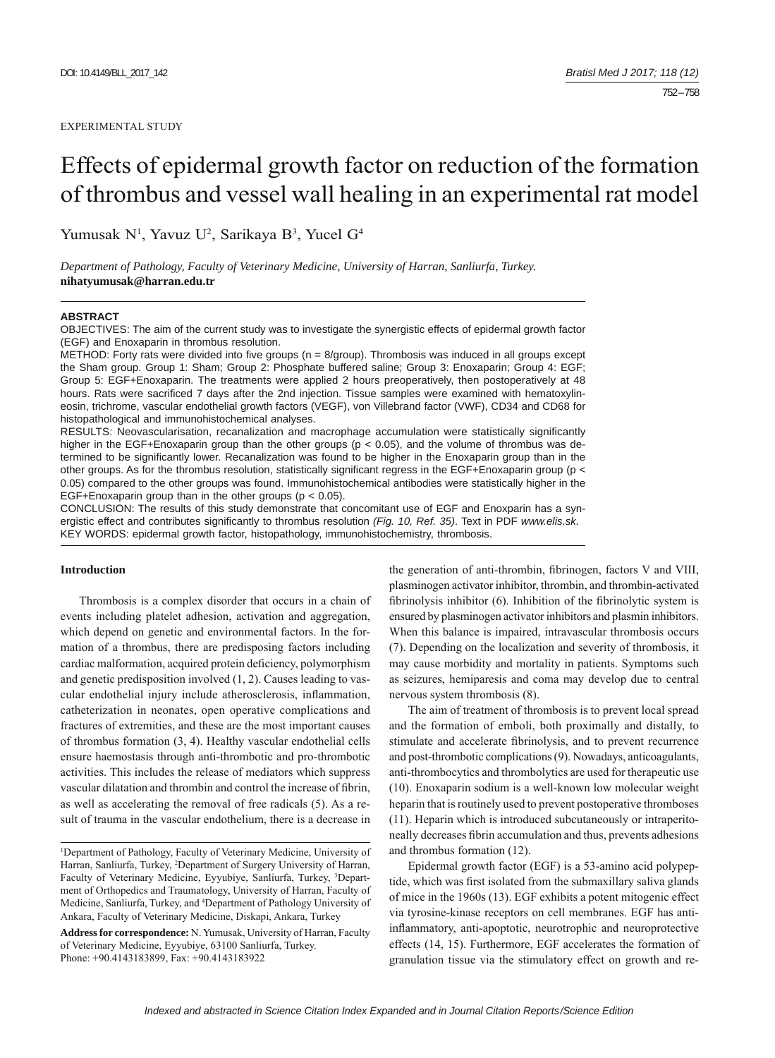EXPERIMENTAL STUDY

# Effects of epidermal growth factor on reduction of the formation of thrombus and vessel wall healing in an experimental rat model

Yumusak N[1], Yavuz U[2], Sarikaya B[3], Yucel G[4]

*Department of Pathology, Faculty of Veterinary Medicine, University of Harran, Sanliurfa, Turkey.*
**nihatyumusak@harran.edu.tr**

**ABSTRACT**

OBJECTIVES: The aim of the current study was to investigate the synergistic effects of epidermal growth factor (EGF) and Enoxaparin in thrombus resolution.

METHOD: Forty rats were divided into five groups (n = 8/group). Thrombosis was induced in all groups except the Sham group. Group 1: Sham; Group 2: Phosphate buffered saline; Group 3: Enoxaparin; Group 4: EGF; Group 5: EGF+Enoxaparin. The treatments were applied 2 hours preoperatively, then postoperatively at 48 hours. Rats were sacrificed 7 days after the 2nd injection. Tissue samples were examined with hematoxylin-eosin, trichrome, vascular endothelial growth factors (VEGF), von Villebrand factor (VWF), CD34 and CD68 for histopathological and immunohistochemical analyses.

RESULTS: Neovascularisation, recanalization and macrophage accumulation were statistically significantly higher in the EGF+Enoxaparin group than the other groups ($p < 0.05$), and the volume of thrombus was determined to be significantly lower. Recanalization was found to be higher in the Enoxaparin group than in the other groups. As for the thrombus resolution, statistically significant regress in the EGF+Enoxaparin group ($p < 0.05$) compared to the other groups was found. Immunohistochemical antibodies were statistically higher in the EGF+Enoxaparin group than in the other groups ($p < 0.05$).

CONCLUSION: The results of this study demonstrate that concomitant use of EGF and Enoxparin has a synergistic effect and contributes significantly to thrombus resolution *(Fig. 10, Ref. 35)*. Text in PDF *www.elis.sk.*

KEY WORDS: epidermal growth factor, histopathology, immunohistochemistry, thrombosis.

## Introduction

Thrombosis is a complex disorder that occurs in a chain of events including platelet adhesion, activation and aggregation, which depend on genetic and environmental factors. In the formation of a thrombus, there are predisposing factors including cardiac malformation, acquired protein deficiency, polymorphism and genetic predisposition involved (1, 2). Causes leading to vascular endothelial injury include atherosclerosis, inflammation, catheterization in neonates, open operative complications and fractures of extremities, and these are the most important causes of thrombus formation (3, 4). Healthy vascular endothelial cells ensure haemostasis through anti-thrombotic and pro-thrombotic activities. This includes the release of mediators which suppress vascular dilatation and thrombin and control the increase of fibrin, as well as accelerating the removal of free radicals (5). As a result of trauma in the vascular endothelium, there is a decrease in the generation of anti-thrombin, fibrinogen, factors V and VIII, plasminogen activator inhibitor, thrombin, and thrombin-activated fibrinolysis inhibitor (6). Inhibition of the fibrinolytic system is ensured by plasminogen activator inhibitors and plasmin inhibitors. When this balance is impaired, intravascular thrombosis occurs (7). Depending on the localization and severity of thrombosis, it may cause morbidity and mortality in patients. Symptoms such as seizures, hemiparesis and coma may develop due to central nervous system thrombosis (8).

The aim of treatment of thrombosis is to prevent local spread and the formation of emboli, both proximally and distally, to stimulate and accelerate fibrinolysis, and to prevent recurrence and post-thrombotic complications (9). Nowadays, anticoagulants, anti-thrombocytics and thrombolytics are used for therapeutic use (10). Enoxaparin sodium is a well-known low molecular weight heparin that is routinely used to prevent postoperative thromboses (11). Heparin which is introduced subcutaneously or intraperitoneally decreases fibrin accumulation and thus, prevents adhesions and thrombus formation (12).

Epidermal growth factor (EGF) is a 53-amino acid polypeptide, which was first isolated from the submaxillary saliva glands of mice in the 1960s (13). EGF exhibits a potent mitogenic effect via tyrosine-kinase receptors on cell membranes. EGF has anti-inflammatory, anti-apoptotic, neurotrophic and neuroprotective effects (14, 15). Furthermore, EGF accelerates the formation of granulation tissue via the stimulatory effect on growth and re-

[1]Department of Pathology, Faculty of Veterinary Medicine, University of Harran, Sanliurfa, Turkey, [2]Department of Surgery University of Harran, Faculty of Veterinary Medicine, Eyyubiye, Sanliurfa, Turkey, [3]Department of Orthopedics and Traumatology, University of Harran, Faculty of Medicine, Sanliurfa, Turkey, and [4]Department of Pathology University of Ankara, Faculty of Veterinary Medicine, Diskapi, Ankara, Turkey

**Address for correspondence:** N. Yumusak, University of Harran, Faculty of Veterinary Medicine, Eyyubiye, 63100 Sanliurfa, Turkey.
Phone: +90.4143183899, Fax: +90.4143183922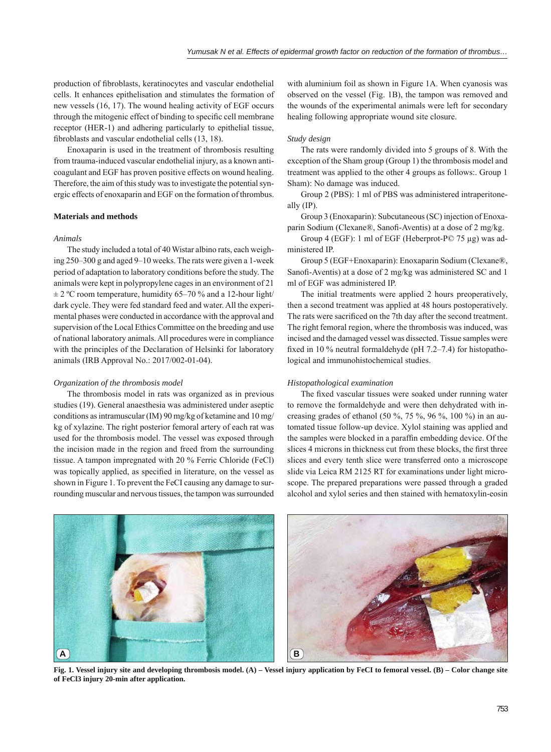production of fibroblasts, keratinocytes and vascular endothelial cells. It enhances epithelisation and stimulates the formation of new vessels (16, 17). The wound healing activity of EGF occurs through the mitogenic effect of binding to specific cell membrane receptor (HER-1) and adhering particularly to epithelial tissue, fibroblasts and vascular endothelial cells (13, 18).

Enoxaparin is used in the treatment of thrombosis resulting from trauma-induced vascular endothelial injury, as a known anticoagulant and EGF has proven positive effects on wound healing. Therefore, the aim of this study was to investigate the potential synergic effects of enoxaparin and EGF on the formation of thrombus.

**Materials and methods**

*Animals*

The study included a total of 40 Wistar albino rats, each weighing 250–300 g and aged 9–10 weeks. The rats were given a 1-week period of adaptation to laboratory conditions before the study. The animals were kept in polypropylene cages in an environment of 21 ± 2 ºC room temperature, humidity 65–70 % and a 12-hour light/dark cycle. They were fed standard feed and water. All the experimental phases were conducted in accordance with the approval and supervision of the Local Ethics Committee on the breeding and use of national laboratory animals. All procedures were in compliance with the principles of the Declaration of Helsinki for laboratory animals (IRB Approval No.: 2017/002-01-04).

*Organization of the thrombosis model*

The thrombosis model in rats was organized as in previous studies (19). General anaesthesia was administered under aseptic conditions as intramuscular (IM) 90 mg/kg of ketamine and 10 mg/kg of xylazine. The right posterior femoral artery of each rat was used for the thrombosis model. The vessel was exposed through the incision made in the region and freed from the surrounding tissue. A tampon impregnated with 20 % Ferric Chloride (FeCl) was topically applied, as specified in literature, on the vessel as shown in Figure 1. To prevent the FeCI causing any damage to surrounding muscular and nervous tissues, the tampon was surrounded with aluminium foil as shown in Figure 1A. When cyanosis was observed on the vessel (Fig. 1B), the tampon was removed and the wounds of the experimental animals were left for secondary healing following appropriate wound site closure.

*Study design*

The rats were randomly divided into 5 groups of 8. With the exception of the Sham group (Group 1) the thrombosis model and treatment was applied to the other 4 groups as follows:. Group 1 Sham): No damage was induced.

Group 2 (PBS): 1 ml of PBS was administered intraperitoneally (IP).

Group 3 (Enoxaparin): Subcutaneous (SC) injection of Enoxaparin Sodium (Clexane®, Sanofi-Aventis) at a dose of 2 mg/kg.

Group 4 (EGF): 1 ml of EGF (Heberprot-P© 75 µg) was administered IP.

Group 5 (EGF+Enoxaparin): Enoxaparin Sodium (Clexane®, Sanofi-Aventis) at a dose of 2 mg/kg was administered SC and 1 ml of EGF was administered IP.

The initial treatments were applied 2 hours preoperatively, then a second treatment was applied at 48 hours postoperatively. The rats were sacrificed on the 7th day after the second treatment. The right femoral region, where the thrombosis was induced, was incised and the damaged vessel was dissected. Tissue samples were fixed in 10 % neutral formaldehyde (pH 7.2–7.4) for histopathological and immunohistochemical studies.

*Histopathological examination*

The fixed vascular tissues were soaked under running water to remove the formaldehyde and were then dehydrated with increasing grades of ethanol (50 %, 75 %, 96 %, 100 %) in an automated tissue follow-up device. Xylol staining was applied and the samples were blocked in a paraffin embedding device. Of the slices 4 microns in thickness cut from these blocks, the first three slices and every tenth slice were transferred onto a microscope slide via Leica RM 2125 RT for examinations under light microscope. The prepared preparations were passed through a graded alcohol and xylol series and then stained with hematoxylin-eosin

**Fig. 1. Vessel injury site and developing thrombosis model. (A) – Vessel injury application by FeCI to femoral vessel. (B) – Color change site of FeCl3 injury 20-min after application.**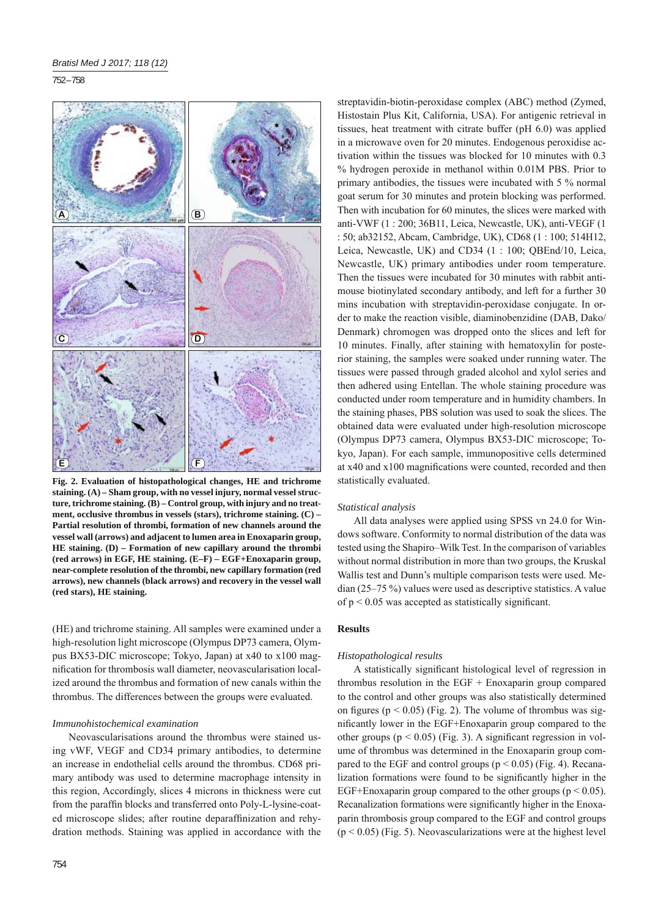Fig. 2. Evaluation of histopathological changes, HE and trichrome staining. (A) – Sham group, with no vessel injury, normal vessel structure, trichrome staining. (B) – Control group, with injury and no treatment, occlusive thrombus in vessels (stars), trichrome staining. (C) – Partial resolution of thrombi, formation of new channels around the vessel wall (arrows) and adjacent to lumen area in Enoxaparin group, HE staining. (D) – Formation of new capillary around the thrombi (red arrows) in EGF, HE staining. (E–F) – EGF+Enoxaparin group, near-complete resolution of the thrombi, new capillary formation (red arrows), new channels (black arrows) and recovery in the vessel wall (red stars), HE staining.

(HE) and trichrome staining. All samples were examined under a high-resolution light microscope (Olympus DP73 camera, Olympus BX53-DIC microscope; Tokyo, Japan) at x40 to x100 magnification for thrombosis wall diameter, neovascularisation localized around the thrombus and formation of new canals within the thrombus. The differences between the groups were evaluated.

*Immunohistochemical examination*

Neovascularisations around the thrombus were stained using vWF, VEGF and CD34 primary antibodies, to determine an increase in endothelial cells around the thrombus. CD68 primary antibody was used to determine macrophage intensity in this region, Accordingly, slices 4 microns in thickness were cut from the paraffin blocks and transferred onto Poly-L-lysine-coated microscope slides; after routine deparaffinization and rehydration methods. Staining was applied in accordance with the streptavidin-biotin-peroxidase complex (ABC) method (Zymed, Histostain Plus Kit, California, USA). For antigenic retrieval in tissues, heat treatment with citrate buffer (pH 6.0) was applied in a microwave oven for 20 minutes. Endogenous peroxidise activation within the tissues was blocked for 10 minutes with 0.3 % hydrogen peroxide in methanol within 0.01M PBS. Prior to primary antibodies, the tissues were incubated with 5 % normal goat serum for 30 minutes and protein blocking was performed. Then with incubation for 60 minutes, the slices were marked with anti-VWF (1 : 200; 36B11, Leica, Newcastle, UK), anti-VEGF (1 : 50; ab32152, Abcam, Cambridge, UK), CD68 (1 : 100; 514H12, Leica, Newcastle, UK) and CD34 (1 : 100; QBEnd/10, Leica, Newcastle, UK) primary antibodies under room temperature. Then the tissues were incubated for 30 minutes with rabbit anti-mouse biotinylated secondary antibody, and left for a further 30 mins incubation with streptavidin-peroxidase conjugate. In order to make the reaction visible, diaminobenzidine (DAB, Dako/Denmark) chromogen was dropped onto the slices and left for 10 minutes. Finally, after staining with hematoxylin for posterior staining, the samples were soaked under running water. The tissues were passed through graded alcohol and xylol series and then adhered using Entellan. The whole staining procedure was conducted under room temperature and in humidity chambers. In the staining phases, PBS solution was used to soak the slices. The obtained data were evaluated under high-resolution microscope (Olympus DP73 camera, Olympus BX53-DIC microscope; Tokyo, Japan). For each sample, immunopositive cells determined at x40 and x100 magnifications were counted, recorded and then statistically evaluated.

*Statistical analysis*

All data analyses were applied using SPSS vn 24.0 for Windows software. Conformity to normal distribution of the data was tested using the Shapiro–Wilk Test. In the comparison of variables without normal distribution in more than two groups, the Kruskal Wallis test and Dunn's multiple comparison tests were used. Median (25–75 %) values were used as descriptive statistics. A value of $p < 0.05$ was accepted as statistically significant.

## Results

*Histopathological results*

A statistically significant histological level of regression in thrombus resolution in the EGF + Enoxaparin group compared to the control and other groups was also statistically determined on figures ($p < 0.05$) (Fig. 2). The volume of thrombus was significantly lower in the EGF+Enoxaparin group compared to the other groups ($p < 0.05$) (Fig. 3). A significant regression in volume of thrombus was determined in the Enoxaparin group compared to the EGF and control groups ($p < 0.05$) (Fig. 4). Recanalization formations were found to be significantly higher in the EGF+Enoxaparin group compared to the other groups ($p < 0.05$). Recanalization formations were significantly higher in the Enoxaparin thrombosis group compared to the EGF and control groups ($p < 0.05$) (Fig. 5). Neovascularizations were at the highest level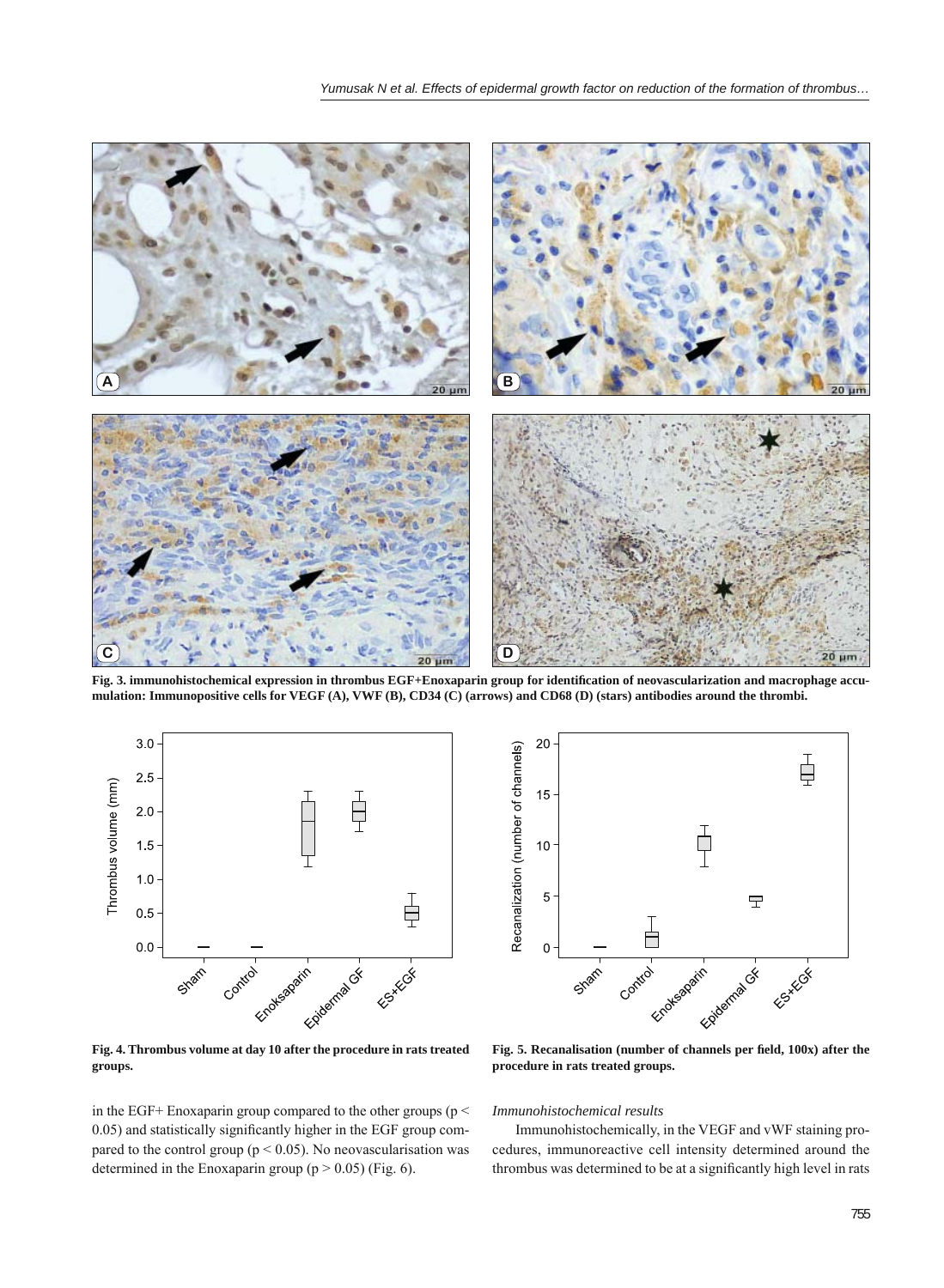**Fig. 3. immunohistochemical expression in thrombus EGF+Enoxaparin group for identification of neovascularization and macrophage accumulation: Immunopositive cells for VEGF (A), VWF (B), CD34 (C) (arrows) and CD68 (D) (stars) antibodies around the thrombi.**

**Fig. 4. Thrombus volume at day 10 after the procedure in rats treated groups.**

**Fig. 5. Recanalisation (number of channels per field, 100x) after the procedure in rats treated groups.**

in the EGF+ Enoxaparin group compared to the other groups ($p < 0.05$) and statistically significantly higher in the EGF group compared to the control group ($p < 0.05$). No neovascularisation was determined in the Enoxaparin group ($p > 0.05$) (Fig. 6).

*Immunohistochemical results*

Immunohistochemically, in the VEGF and vWF staining procedures, immunoreactive cell intensity determined around the thrombus was determined to be at a significantly high level in rats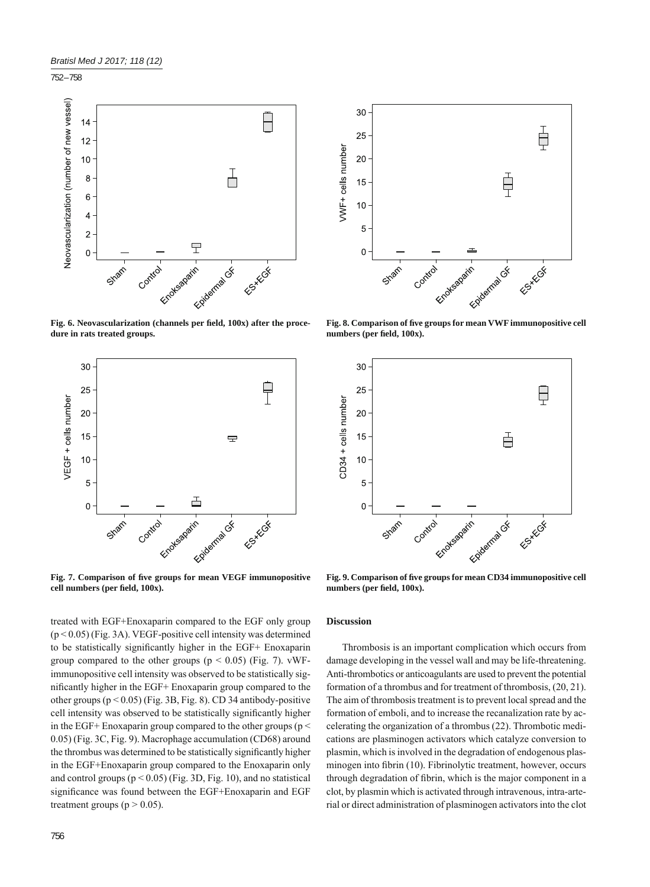Fig. 6. Neovascularization (channels per field, 100x) after the procedure in rats treated groups.

Fig. 8. Comparison of five groups for mean VWF immunopositive cell numbers (per field, 100x).

Fig. 7. Comparison of five groups for mean VEGF immunopositive cell numbers (per field, 100x).

Fig. 9. Comparison of five groups for mean CD34 immunopositive cell numbers (per field, 100x).

treated with EGF+Enoxaparin compared to the EGF only group ($p < 0.05$) (Fig. 3A). VEGF-positive cell intensity was determined to be statistically significantly higher in the EGF+ Enoxaparin group compared to the other groups ($p < 0.05$) (Fig. 7). vWF-immunopositive cell intensity was observed to be statistically significantly higher in the EGF+ Enoxaparin group compared to the other groups ($p < 0.05$) (Fig. 3B, Fig. 8). CD 34 antibody-positive cell intensity was observed to be statistically significantly higher in the EGF+ Enoxaparin group compared to the other groups ($p < 0.05$) (Fig. 3C, Fig. 9). Macrophage accumulation (CD68) around the thrombus was determined to be statistically significantly higher in the EGF+Enoxaparin group compared to the Enoxaparin only and control groups ($p < 0.05$) (Fig. 3D, Fig. 10), and no statistical significance was found between the EGF+Enoxaparin and EGF treatment groups ($p > 0.05$).

## Discussion

Thrombosis is an important complication which occurs from damage developing in the vessel wall and may be life-threatening. Anti-thrombotics or anticoagulants are used to prevent the potential formation of a thrombus and for treatment of thrombosis, (20, 21). The aim of thrombosis treatment is to prevent local spread and the formation of emboli, and to increase the recanalization rate by accelerating the organization of a thrombus (22). Thrombotic medications are plasminogen activators which catalyze conversion to plasmin, which is involved in the degradation of endogenous plasminogen into fibrin (10). Fibrinolytic treatment, however, occurs through degradation of fibrin, which is the major component in a clot, by plasmin which is activated through intravenous, intra-arterial or direct administration of plasminogen activators into the clot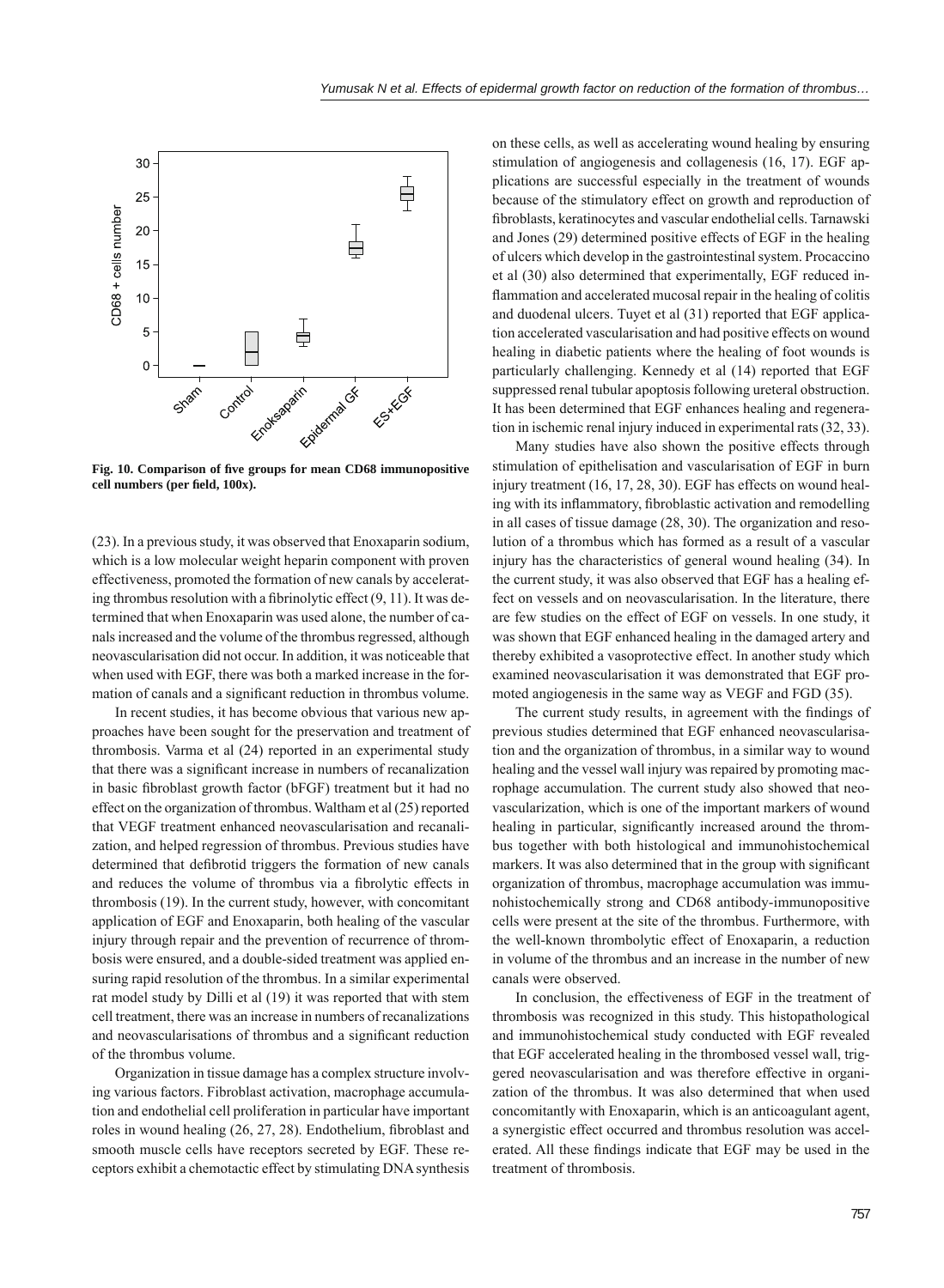**Fig. 10. Comparison of five groups for mean CD68 immunopositive cell numbers (per field, 100x).**

(23). In a previous study, it was observed that Enoxaparin sodium, which is a low molecular weight heparin component with proven effectiveness, promoted the formation of new canals by accelerating thrombus resolution with a fibrinolytic effect (9, 11). It was determined that when Enoxaparin was used alone, the number of canals increased and the volume of the thrombus regressed, although neovascularisation did not occur. In addition, it was noticeable that when used with EGF, there was both a marked increase in the formation of canals and a significant reduction in thrombus volume.

In recent studies, it has become obvious that various new approaches have been sought for the preservation and treatment of thrombosis. Varma et al (24) reported in an experimental study that there was a significant increase in numbers of recanalization in basic fibroblast growth factor (bFGF) treatment but it had no effect on the organization of thrombus. Waltham et al (25) reported that VEGF treatment enhanced neovascularisation and recanalization, and helped regression of thrombus. Previous studies have determined that defibrotid triggers the formation of new canals and reduces the volume of thrombus via a fibrolytic effects in thrombosis (19). In the current study, however, with concomitant application of EGF and Enoxaparin, both healing of the vascular injury through repair and the prevention of recurrence of thrombosis were ensured, and a double-sided treatment was applied ensuring rapid resolution of the thrombus. In a similar experimental rat model study by Dilli et al (19) it was reported that with stem cell treatment, there was an increase in numbers of recanalizations and neovascularisations of thrombus and a significant reduction of the thrombus volume.

Organization in tissue damage has a complex structure involving various factors. Fibroblast activation, macrophage accumulation and endothelial cell proliferation in particular have important roles in wound healing (26, 27, 28). Endothelium, fibroblast and smooth muscle cells have receptors secreted by EGF. These receptors exhibit a chemotactic effect by stimulating DNA synthesis on these cells, as well as accelerating wound healing by ensuring stimulation of angiogenesis and collagenesis (16, 17). EGF applications are successful especially in the treatment of wounds because of the stimulatory effect on growth and reproduction of fibroblasts, keratinocytes and vascular endothelial cells. Tarnawski and Jones (29) determined positive effects of EGF in the healing of ulcers which develop in the gastrointestinal system. Procaccino et al (30) also determined that experimentally, EGF reduced inflammation and accelerated mucosal repair in the healing of colitis and duodenal ulcers. Tuyet et al (31) reported that EGF application accelerated vascularisation and had positive effects on wound healing in diabetic patients where the healing of foot wounds is particularly challenging. Kennedy et al (14) reported that EGF suppressed renal tubular apoptosis following ureteral obstruction. It has been determined that EGF enhances healing and regeneration in ischemic renal injury induced in experimental rats (32, 33).

Many studies have also shown the positive effects through stimulation of epithelisation and vascularisation of EGF in burn injury treatment (16, 17, 28, 30). EGF has effects on wound healing with its inflammatory, fibroblastic activation and remodelling in all cases of tissue damage (28, 30). The organization and resolution of a thrombus which has formed as a result of a vascular injury has the characteristics of general wound healing (34). In the current study, it was also observed that EGF has a healing effect on vessels and on neovascularisation. In the literature, there are few studies on the effect of EGF on vessels. In one study, it was shown that EGF enhanced healing in the damaged artery and thereby exhibited a vasoprotective effect. In another study which examined neovascularisation it was demonstrated that EGF promoted angiogenesis in the same way as VEGF and FGD (35).

The current study results, in agreement with the findings of previous studies determined that EGF enhanced neovascularisation and the organization of thrombus, in a similar way to wound healing and the vessel wall injury was repaired by promoting macrophage accumulation. The current study also showed that neovascularization, which is one of the important markers of wound healing in particular, significantly increased around the thrombus together with both histological and immunohistochemical markers. It was also determined that in the group with significant organization of thrombus, macrophage accumulation was immunohistochemically strong and CD68 antibody-immunopositive cells were present at the site of the thrombus. Furthermore, with the well-known thrombolytic effect of Enoxaparin, a reduction in volume of the thrombus and an increase in the number of new canals were observed.

In conclusion, the effectiveness of EGF in the treatment of thrombosis was recognized in this study. This histopathological and immunohistochemical study conducted with EGF revealed that EGF accelerated healing in the thrombosed vessel wall, triggered neovascularisation and was therefore effective in organization of the thrombus. It was also determined that when used concomitantly with Enoxaparin, which is an anticoagulant agent, a synergistic effect occurred and thrombus resolution was accelerated. All these findings indicate that EGF may be used in the treatment of thrombosis.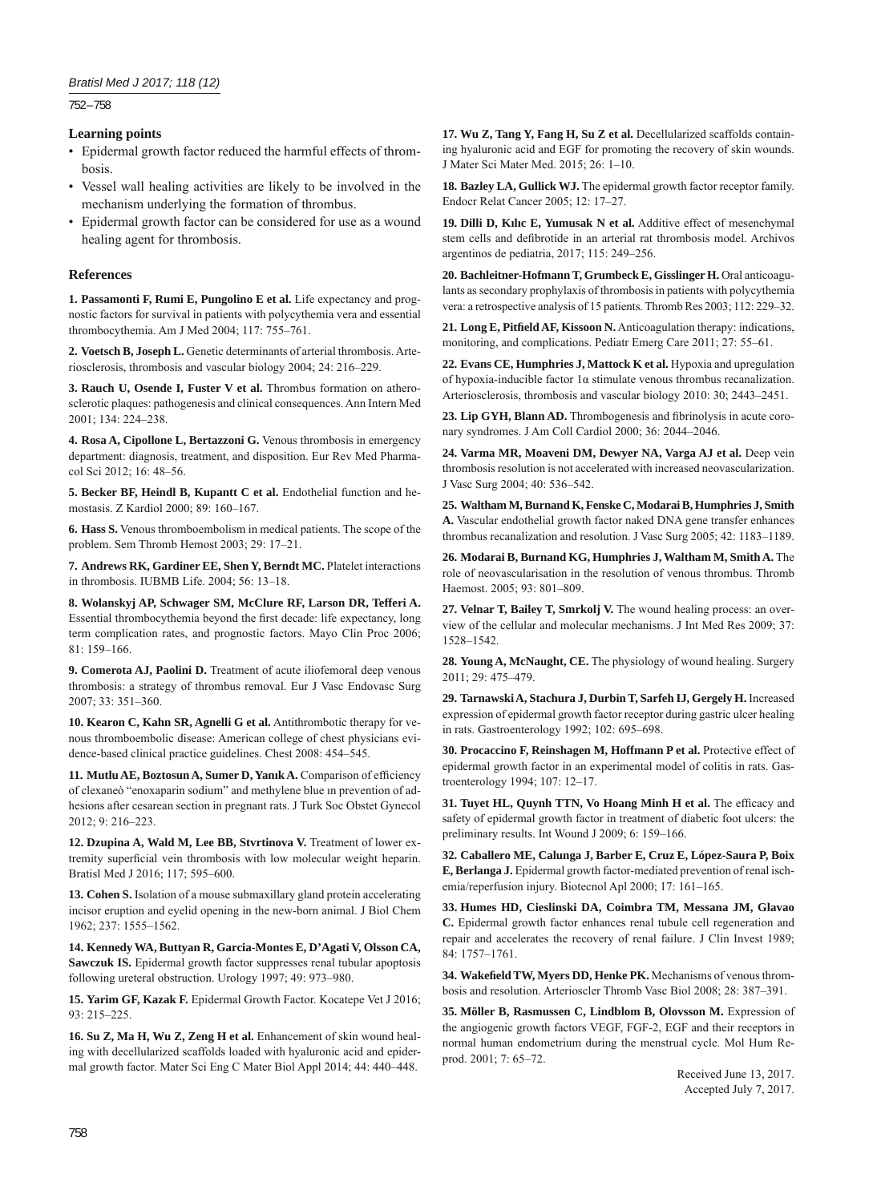### Learning points

- Epidermal growth factor reduced the harmful effects of thrombosis.
- Vessel wall healing activities are likely to be involved in the mechanism underlying the formation of thrombus.
- Epidermal growth factor can be considered for use as a wound healing agent for thrombosis.

### References

**1. Passamonti F, Rumi E, Pungolino E et al.** Life expectancy and prognostic factors for survival in patients with polycythemia vera and essential thrombocythemia. Am J Med 2004; 117: 755–761.

**2. Voetsch B, Joseph L.** Genetic determinants of arterial thrombosis. Arteriosclerosis, thrombosis and vascular biology 2004; 24: 216–229.

**3. Rauch U, Osende I, Fuster V et al.** Thrombus formation on atherosclerotic plaques: pathogenesis and clinical consequences. Ann Intern Med 2001; 134: 224–238.

**4. Rosa A, Cipollone L, Bertazzoni G.** Venous thrombosis in emergency department: diagnosis, treatment, and disposition. Eur Rev Med Pharmacol Sci 2012; 16: 48–56.

**5. Becker BF, Heindl B, Kupantt C et al.** Endothelial function and hemostasis. Z Kardiol 2000; 89: 160–167.

**6. Hass S.** Venous thromboembolism in medical patients. The scope of the problem. Sem Thromb Hemost 2003; 29: 17–21.

**7. Andrews RK, Gardiner EE, Shen Y, Berndt MC.** Platelet interactions in thrombosis. IUBMB Life. 2004; 56: 13–18.

**8. Wolanskyj AP, Schwager SM, McClure RF, Larson DR, Tefferi A.** Essential thrombocythemia beyond the first decade: life expectancy, long term complication rates, and prognostic factors. Mayo Clin Proc 2006; 81: 159–166.

**9. Comerota AJ, Paolini D.** Treatment of acute iliofemoral deep venous thrombosis: a strategy of thrombus removal. Eur J Vasc Endovasc Surg 2007; 33: 351–360.

**10. Kearon C, Kahn SR, Agnelli G et al.** Antithrombotic therapy for venous thromboembolic disease: American college of chest physicians evidence-based clinical practice guidelines. Chest 2008: 454–545.

**11. Mutlu AE, Boztosun A, Sumer D, Yanık A.** Comparison of efficiency of clexaneò "enoxaparin sodium" and methylene blue ın prevention of adhesions after cesarean section in pregnant rats. J Turk Soc Obstet Gynecol 2012; 9: 216–223.

**12. Dzupina A, Wald M, Lee BB, Stvrtinova V.** Treatment of lower extremity superficial vein thrombosis with low molecular weight heparin. Bratisl Med J 2016; 117; 595–600.

**13. Cohen S.** Isolation of a mouse submaxillary gland protein accelerating incisor eruption and eyelid opening in the new-born animal. J Biol Chem 1962; 237: 1555–1562.

**14. Kennedy WA, Buttyan R, Garcia-Montes E, D'Agati V, Olsson CA, Sawczuk IS.** Epidermal growth factor suppresses renal tubular apoptosis following ureteral obstruction. Urology 1997; 49: 973–980.

**15. Yarim GF, Kazak F.** Epidermal Growth Factor. Kocatepe Vet J 2016; 93: 215–225.

**16. Su Z, Ma H, Wu Z, Zeng H et al.** Enhancement of skin wound healing with decellularized scaffolds loaded with hyaluronic acid and epidermal growth factor. Mater Sci Eng C Mater Biol Appl 2014; 44: 440–448.

**17. Wu Z, Tang Y, Fang H, Su Z et al.** Decellularized scaffolds containing hyaluronic acid and EGF for promoting the recovery of skin wounds. J Mater Sci Mater Med. 2015; 26: 1–10.

**18. Bazley LA, Gullick WJ.** The epidermal growth factor receptor family. Endocr Relat Cancer 2005; 12: 17–27.

**19. Dilli D, Kılıc E, Yumusak N et al.** Additive effect of mesenchymal stem cells and defibrotide in an arterial rat thrombosis model. Archivos argentinos de pediatria, 2017; 115: 249–256.

**20. Bachleitner-Hofmann T, Grumbeck E, Gisslinger H.** Oral anticoagulants as secondary prophylaxis of thrombosis in patients with polycythemia vera: a retrospective analysis of 15 patients. Thromb Res 2003; 112: 229–32.

**21. Long E, Pitfield AF, Kissoon N.** Anticoagulation therapy: indications, monitoring, and complications. Pediatr Emerg Care 2011; 27: 55–61.

**22. Evans CE, Humphries J, Mattock K et al.** Hypoxia and upregulation of hypoxia-inducible factor 1α stimulate venous thrombus recanalization. Arteriosclerosis, thrombosis and vascular biology 2010: 30; 2443–2451.

**23. Lip GYH, Blann AD.** Thrombogenesis and fibrinolysis in acute coronary syndromes. J Am Coll Cardiol 2000; 36: 2044–2046.

**24. Varma MR, Moaveni DM, Dewyer NA, Varga AJ et al.** Deep vein thrombosis resolution is not accelerated with increased neovascularization. J Vasc Surg 2004; 40: 536–542.

**25. Waltham M, Burnand K, Fenske C, Modarai B, Humphries J, Smith A.** Vascular endothelial growth factor naked DNA gene transfer enhances thrombus recanalization and resolution. J Vasc Surg 2005; 42: 1183–1189.

**26. Modarai B, Burnand KG, Humphries J, Waltham M, Smith A.** The role of neovascularisation in the resolution of venous thrombus. Thromb Haemost. 2005; 93: 801–809.

**27. Velnar T, Bailey T, Smrkolj V.** The wound healing process: an overview of the cellular and molecular mechanisms. J Int Med Res 2009; 37: 1528–1542.

**28. Young A, McNaught, CE.** The physiology of wound healing. Surgery 2011; 29: 475–479.

**29. Tarnawski A, Stachura J, Durbin T, Sarfeh IJ, Gergely H.** Increased expression of epidermal growth factor receptor during gastric ulcer healing in rats. Gastroenterology 1992; 102: 695–698.

**30. Procaccino F, Reinshagen M, Hoffmann P et al.** Protective effect of epidermal growth factor in an experimental model of colitis in rats. Gastroenterology 1994; 107: 12–17.

**31. Tuyet HL, Quynh TTN, Vo Hoang Minh H et al.** The efficacy and safety of epidermal growth factor in treatment of diabetic foot ulcers: the preliminary results. Int Wound J 2009; 6: 159–166.

**32. Caballero ME, Calunga J, Barber E, Cruz E, López-Saura P, Boix E, Berlanga J.** Epidermal growth factor-mediated prevention of renal ischemia/reperfusion injury. Biotecnol Apl 2000; 17: 161–165.

**33. Humes HD, Cieslinski DA, Coimbra TM, Messana JM, Glavao C.** Epidermal growth factor enhances renal tubule cell regeneration and repair and accelerates the recovery of renal failure. J Clin Invest 1989; 84: 1757–1761.

**34. Wakefield TW, Myers DD, Henke PK.** Mechanisms of venous thrombosis and resolution. Arterioscler Thromb Vasc Biol 2008; 28: 387–391.

**35. Möller B, Rasmussen C, Lindblom B, Olovsson M.** Expression of the angiogenic growth factors VEGF, FGF-2, EGF and their receptors in normal human endometrium during the menstrual cycle. Mol Hum Reprod. 2001; 7: 65–72.

Received June 13, 2017.
Accepted July 7, 2017.